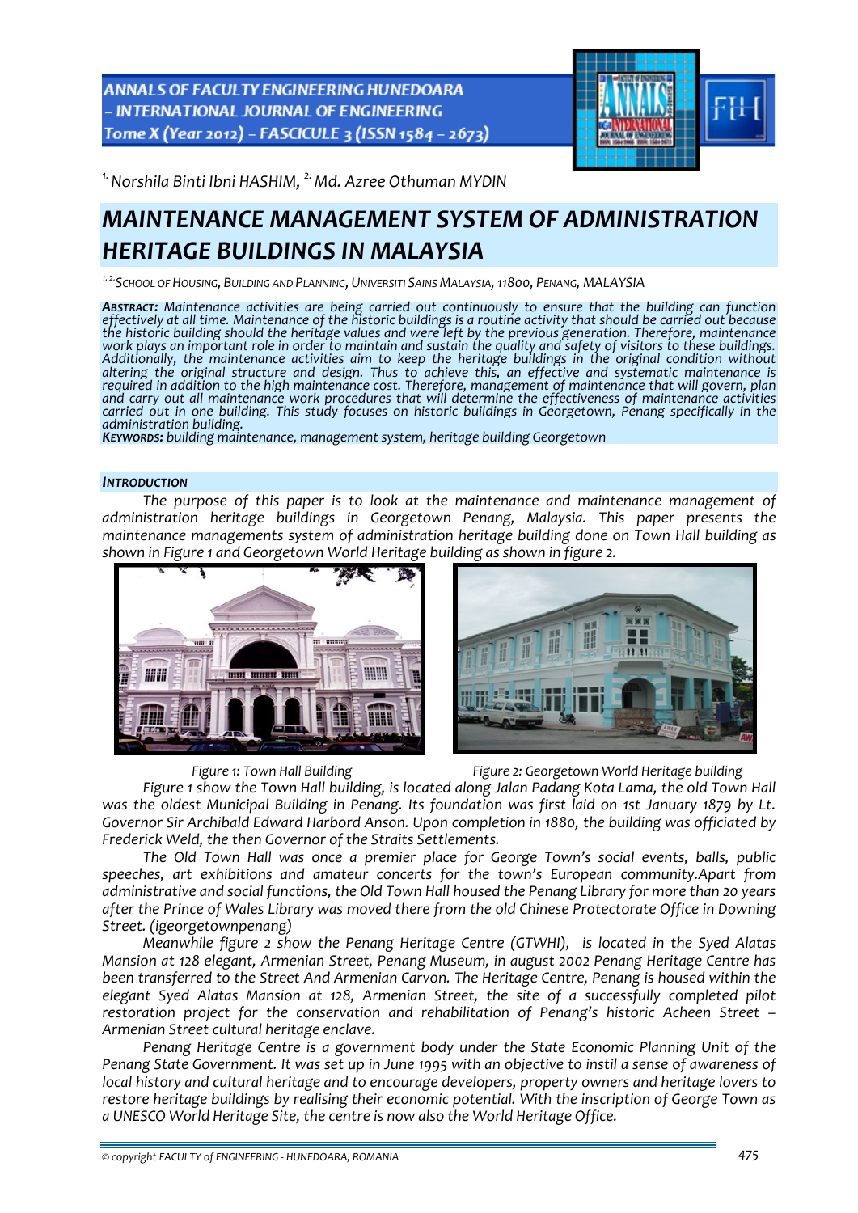[1.] Norshila Binti Ibni HASHIM, [2.] Md. Azree Othuman MYDIN

# MAINTENANCE MANAGEMENT SYSTEM OF ADMINISTRATION HERITAGE BUILDINGS IN MALAYSIA

[1. 2.] SCHOOL OF HOUSING, BUILDING AND PLANNING, UNIVERSITI SAINS MALAYSIA, 11800, PENANG, MALAYSIA

***ABSTRACT:*** *Maintenance activities are being carried out continuously to ensure that the building can function effectively at all time. Maintenance of the historic buildings is a routine activity that should be carried out because the historic building should the heritage values and were left by the previous generation. Therefore, maintenance work plays an important role in order to maintain and sustain the quality and safety of visitors to these buildings. Additionally, the maintenance activities aim to keep the heritage buildings in the original condition without altering the original structure and design. Thus to achieve this, an effective and systematic maintenance is required in addition to the high maintenance cost. Therefore, management of maintenance that will govern, plan and carry out all maintenance work procedures that will determine the effectiveness of maintenance activities carried out in one building. This study focuses on historic buildings in Georgetown, Penang specifically in the administration building.*

***KEYWORDS:*** *building maintenance, management system, heritage building Georgetown*

## INTRODUCTION

*The purpose of this paper is to look at the maintenance and maintenance management of administration heritage buildings in Georgetown Penang, Malaysia. This paper presents the maintenance managements system of administration heritage building done on Town Hall building as shown in Figure 1 and Georgetown World Heritage building as shown in figure 2.*

*Figure 1: Town Hall Building*

*Figure 2: Georgetown World Heritage building*

*Figure 1 show the Town Hall building, is located along Jalan Padang Kota Lama, the old Town Hall was the oldest Municipal Building in Penang. Its foundation was first laid on 1st January 1879 by Lt. Governor Sir Archibald Edward Harbord Anson. Upon completion in 1880, the building was officiated by Frederick Weld, the then Governor of the Straits Settlements.*

*The Old Town Hall was once a premier place for George Town's social events, balls, public speeches, art exhibitions and amateur concerts for the town's European community.Apart from administrative and social functions, the Old Town Hall housed the Penang Library for more than 20 years after the Prince of Wales Library was moved there from the old Chinese Protectorate Office in Downing Street. (igeorgetownpenang)*

*Meanwhile figure 2 show the Penang Heritage Centre (GTWHI), is located in the Syed Alatas Mansion at 128 elegant, Armenian Street, Penang Museum, in august 2002 Penang Heritage Centre has been transferred to the Street And Armenian Carvon. The Heritage Centre, Penang is housed within the elegant Syed Alatas Mansion at 128, Armenian Street, the site of a successfully completed pilot restoration project for the conservation and rehabilitation of Penang's historic Acheen Street – Armenian Street cultural heritage enclave.*

*Penang Heritage Centre is a government body under the State Economic Planning Unit of the Penang State Government. It was set up in June 1995 with an objective to instil a sense of awareness of local history and cultural heritage and to encourage developers, property owners and heritage lovers to restore heritage buildings by realising their economic potential. With the inscription of George Town as a UNESCO World Heritage Site, the centre is now also the World Heritage Office.*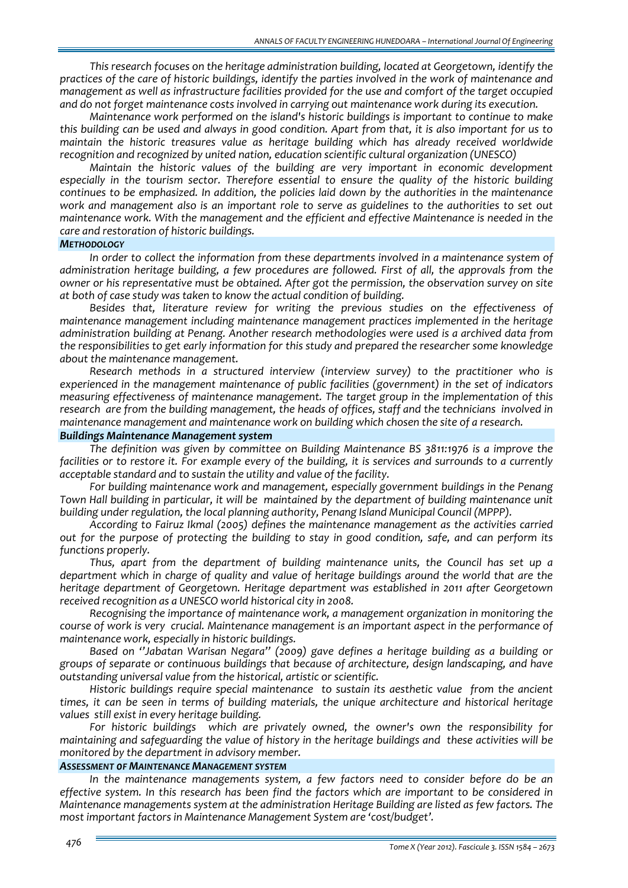*This research focuses on the heritage administration building, located at Georgetown, identify the practices of the care of historic buildings, identify the parties involved in the work of maintenance and management as well as infrastructure facilities provided for the use and comfort of the target occupied and do not forget maintenance costs involved in carrying out maintenance work during its execution.*

*Maintenance work performed on the island's historic buildings is important to continue to make this building can be used and always in good condition. Apart from that, it is also important for us to maintain the historic treasures value as heritage building which has already received worldwide recognition and recognized by united nation, education scientific cultural organization (UNESCO)*

*Maintain the historic values of the building are very important in economic development especially in the tourism sector. Therefore essential to ensure the quality of the historic building continues to be emphasized. In addition, the policies laid down by the authorities in the maintenance work and management also is an important role to serve as guidelines to the authorities to set out maintenance work. With the management and the efficient and effective Maintenance is needed in the care and restoration of historic buildings.*

## METHODOLOGY

*In order to collect the information from these departments involved in a maintenance system of administration heritage building, a few procedures are followed. First of all, the approvals from the owner or his representative must be obtained. After got the permission, the observation survey on site at both of case study was taken to know the actual condition of building.*

*Besides that, literature review for writing the previous studies on the effectiveness of maintenance management including maintenance management practices implemented in the heritage administration building at Penang. Another research methodologies were used is a archived data from the responsibilities to get early information for this study and prepared the researcher some knowledge about the maintenance management.*

*Research methods in a structured interview (interview survey) to the practitioner who is experienced in the management maintenance of public facilities (government) in the set of indicators measuring effectiveness of maintenance management. The target group in the implementation of this research are from the building management, the heads of offices, staff and the technicians involved in maintenance management and maintenance work on building which chosen the site of a research.*

## Buildings Maintenance Management system

*The definition was given by committee on Building Maintenance BS 3811:1976 is a improve the facilities or to restore it. For example every of the building, it is services and surrounds to a currently acceptable standard and to sustain the utility and value of the facility.*

*For building maintenance work and management, especially government buildings in the Penang Town Hall building in particular, it will be maintained by the department of building maintenance unit building under regulation, the local planning authority, Penang Island Municipal Council (MPPP).*

*According to Fairuz Ikmal (2005) defines the maintenance management as the activities carried out for the purpose of protecting the building to stay in good condition, safe, and can perform its functions properly.*

*Thus, apart from the department of building maintenance units, the Council has set up a department which in charge of quality and value of heritage buildings around the world that are the heritage department of Georgetown. Heritage department was established in 2011 after Georgetown received recognition as a UNESCO world historical city in 2008.*

*Recognising the importance of maintenance work, a management organization in monitoring the course of work is very crucial. Maintenance management is an important aspect in the performance of maintenance work, especially in historic buildings.*

*Based on ''Jabatan Warisan Negara'' (2009) gave defines a heritage building as a building or groups of separate or continuous buildings that because of architecture, design landscaping, and have outstanding universal value from the historical, artistic or scientific.*

*Historic buildings require special maintenance to sustain its aesthetic value from the ancient times, it can be seen in terms of building materials, the unique architecture and historical heritage values still exist in every heritage building.*

*For historic buildings which are privately owned, the owner's own the responsibility for maintaining and safeguarding the value of history in the heritage buildings and these activities will be monitored by the department in advisory member.*

## ASSESSMENT OF MAINTENANCE MANAGEMENT SYSTEM

*In the maintenance managements system, a few factors need to consider before do be an effective system. In this research has been find the factors which are important to be considered in Maintenance managements system at the administration Heritage Building are listed as few factors. The most important factors in Maintenance Management System are 'cost/budget'.*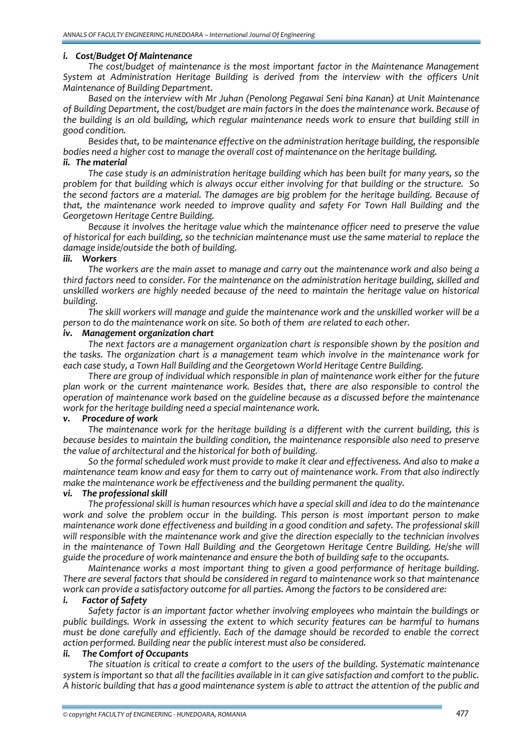#### *i. Cost/Budget Of Maintenance*

*The cost/budget of maintenance is the most important factor in the Maintenance Management System at Administration Heritage Building is derived from the interview with the officers Unit Maintenance of Building Department.*

*Based on the interview with Mr Juhan (Penolong Pegawai Seni bina Kanan) at Unit Maintenance of Building Department, the cost/budget are main factors in the does the maintenance work. Because of the building is an old building, which regular maintenance needs work to ensure that building still in good condition.*

*Besides that, to be maintenance effective on the administration heritage building, the responsible bodies need a higher cost to manage the overall cost of maintenance on the heritage building.*

#### *ii. The material*

*The case study is an administration heritage building which has been built for many years, so the problem for that building which is always occur either involving for that building or the structure. So the second factors are a material. The damages are big problem for the heritage building. Because of that, the maintenance work needed to improve quality and safety For Town Hall Building and the Georgetown Heritage Centre Building.*

*Because it involves the heritage value which the maintenance officer need to preserve the value of historical for each building, so the technician maintenance must use the same material to replace the damage inside/outside the both of building.*

#### *iii. Workers*

*The workers are the main asset to manage and carry out the maintenance work and also being a third factors need to consider. For the maintenance on the administration heritage building, skilled and unskilled workers are highly needed because of the need to maintain the heritage value on historical building.*

*The skill workers will manage and guide the maintenance work and the unskilled worker will be a person to do the maintenance work on site. So both of them are related to each other.*

#### *iv. Management organization chart*

*The next factors are a management organization chart is responsible shown by the position and the tasks. The organization chart is a management team which involve in the maintenance work for each case study, a Town Hall Building and the Georgetown World Heritage Centre Building.*

*There are group of individual which responsible in plan of maintenance work either for the future plan work or the current maintenance work. Besides that, there are also responsible to control the operation of maintenance work based on the guideline because as a discussed before the maintenance work for the heritage building need a special maintenance work.*

#### *v. Procedure of work*

*The maintenance work for the heritage building is a different with the current building, this is because besides to maintain the building condition, the maintenance responsible also need to preserve the value of architectural and the historical for both of building.*

*So the formal scheduled work must provide to make it clear and effectiveness. And also to make a maintenance team know and easy for them to carry out of maintenance work. From that also indirectly make the maintenance work be effectiveness and the building permanent the quality.*

#### *vi. The professional skill*

*The professional skill is human resources which have a special skill and idea to do the maintenance work and solve the problem occur in the building. This person is most important person to make maintenance work done effectiveness and building in a good condition and safety. The professional skill will responsible with the maintenance work and give the direction especially to the technician involves in the maintenance of Town Hall Building and the Georgetown Heritage Centre Building. He/she will guide the procedure of work maintenance and ensure the both of building safe to the occupants.*

*Maintenance works a most important thing to given a good performance of heritage building. There are several factors that should be considered in regard to maintenance work so that maintenance work can provide a satisfactory outcome for all parties. Among the factors to be considered are:*

#### *i. Factor of Safety*

*Safety factor is an important factor whether involving employees who maintain the buildings or public buildings. Work in assessing the extent to which security features can be harmful to humans must be done carefully and efficiently. Each of the damage should be recorded to enable the correct action performed. Building near the public interest must also be considered.*

#### *ii. The Comfort of Occupants*

*The situation is critical to create a comfort to the users of the building. Systematic maintenance system is important so that all the facilities available in it can give satisfaction and comfort to the public. A historic building that has a good maintenance system is able to attract the attention of the public and*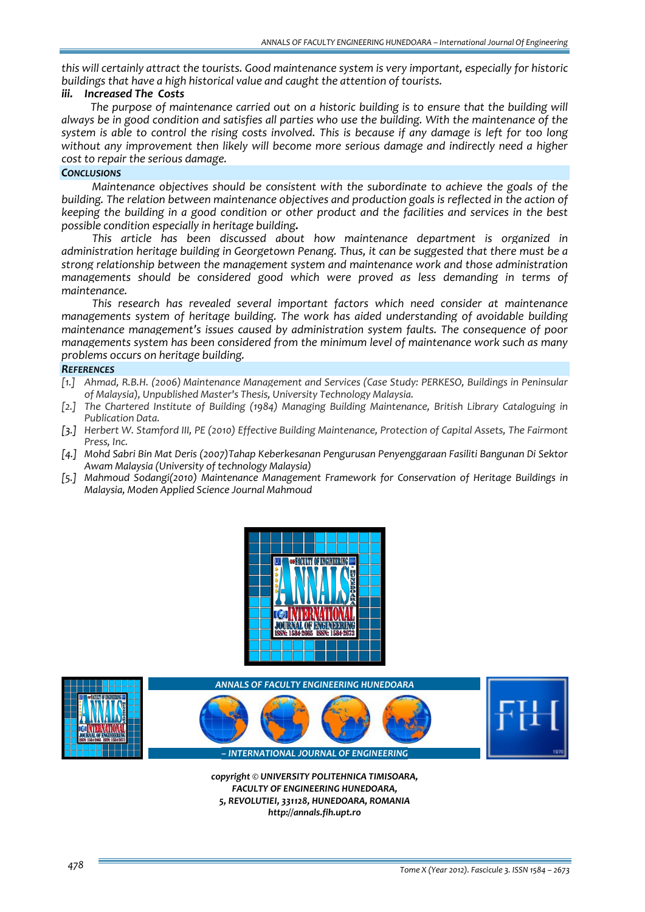*this will certainly attract the tourists. Good maintenance system is very important, especially for historic buildings that have a high historical value and caught the attention of tourists.*

***iii. Increased The Costs***

*The purpose of maintenance carried out on a historic building is to ensure that the building will always be in good condition and satisfies all parties who use the building. With the maintenance of the system is able to control the rising costs involved. This is because if any damage is left for too long without any improvement then likely will become more serious damage and indirectly need a higher cost to repair the serious damage.*

## CONCLUSIONS

*Maintenance objectives should be consistent with the subordinate to achieve the goals of the building. The relation between maintenance objectives and production goals is reflected in the action of keeping the building in a good condition or other product and the facilities and services in the best possible condition especially in heritage building.*

*This article has been discussed about how maintenance department is organized in administration heritage building in Georgetown Penang. Thus, it can be suggested that there must be a strong relationship between the management system and maintenance work and those administration managements should be considered good which were proved as less demanding in terms of maintenance.*

*This research has revealed several important factors which need consider at maintenance managements system of heritage building. The work has aided understanding of avoidable building maintenance management's issues caused by administration system faults. The consequence of poor managements system has been considered from the minimum level of maintenance work such as many problems occurs on heritage building.*

## REFERENCES

[1.] Ahmad, R.B.H. (2006) Maintenance Management and Services (Case Study: PERKESO, Buildings in Peninsular of Malaysia), Unpublished Master's Thesis, University Technology Malaysia.

[2.] The Chartered Institute of Building (1984) Managing Building Maintenance, British Library Cataloguing in Publication Data.

[3.] Herbert W. Stamford III, PE (2010) Effective Building Maintenance, Protection of Capital Assets, The Fairmont Press, Inc.

[4.] Mohd Sabri Bin Mat Deris (2007)Tahap Keberkesanan Pengurusan Penyenggaraan Fasiliti Bangunan Di Sektor Awam Malaysia (University of technology Malaysia)

[5.] Mahmoud Sodangi(2010) Maintenance Management Framework for Conservation of Heritage Buildings in Malaysia, Moden Applied Science Journal Mahmoud

ANNALS OF FACULTY ENGINEERING HUNEDOARA

– INTERNATIONAL JOURNAL OF ENGINEERING

***copyright © UNIVERSITY POLITEHNICA TIMISOARA,***
***FACULTY OF ENGINEERING HUNEDOARA,***
***5, REVOLUTIEI, 331128, HUNEDOARA, ROMANIA***
***http://annals.fih.upt.ro***